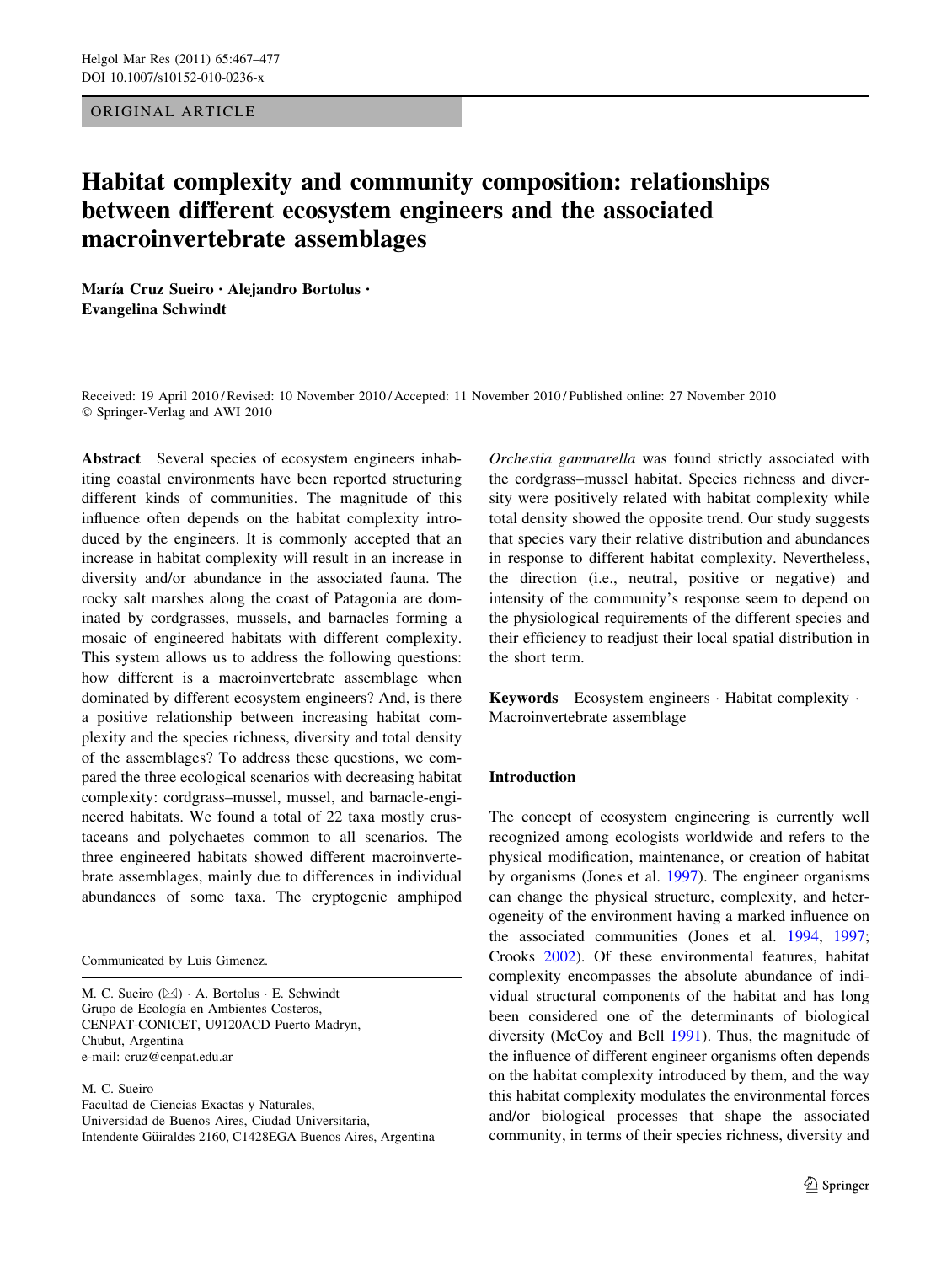ORIGINAL ARTICLE

# Habitat complexity and community composition: relationships between different ecosystem engineers and the associated macroinvertebrate assemblages

**María Cruz Sueiro · Alejandro Bortolus · Evangelina Schwindt**

Received: 19 April 2010 / Revised: 10 November 2010 / Accepted: 11 November 2010 / Published online: 27 November 2010
© Springer-Verlag and AWI 2010

**Abstract** Several species of ecosystem engineers inhabiting coastal environments have been reported structuring different kinds of communities. The magnitude of this influence often depends on the habitat complexity introduced by the engineers. It is commonly accepted that an increase in habitat complexity will result in an increase in diversity and/or abundance in the associated fauna. The rocky salt marshes along the coast of Patagonia are dominated by cordgrasses, mussels, and barnacles forming a mosaic of engineered habitats with different complexity. This system allows us to address the following questions: how different is a macroinvertebrate assemblage when dominated by different ecosystem engineers? And, is there a positive relationship between increasing habitat complexity and the species richness, diversity and total density of the assemblages? To address these questions, we compared the three ecological scenarios with decreasing habitat complexity: cordgrass–mussel, mussel, and barnacle-engineered habitats. We found a total of 22 taxa mostly crustaceans and polychaetes common to all scenarios. The three engineered habitats showed different macroinvertebrate assemblages, mainly due to differences in individual abundances of some taxa. The cryptogenic amphipod *Orchestia gammarella* was found strictly associated with the cordgrass–mussel habitat. Species richness and diversity were positively related with habitat complexity while total density showed the opposite trend. Our study suggests that species vary their relative distribution and abundances in response to different habitat complexity. Nevertheless, the direction (i.e., neutral, positive or negative) and intensity of the community's response seem to depend on the physiological requirements of the different species and their efficiency to readjust their local spatial distribution in the short term.

**Keywords** Ecosystem engineers · Habitat complexity · Macroinvertebrate assemblage

Communicated by Luis Gimenez.

M. C. Sueiro (✉) · A. Bortolus · E. Schwindt
Grupo de Ecología en Ambientes Costeros, CENPAT-CONICET, U9120ACD Puerto Madryn, Chubut, Argentina
e-mail: cruz@cenpat.edu.ar

M. C. Sueiro
Facultad de Ciencias Exactas y Naturales, Universidad de Buenos Aires, Ciudad Universitaria, Intendente Güiraldes 2160, C1428EGA Buenos Aires, Argentina

## Introduction

The concept of ecosystem engineering is currently well recognized among ecologists worldwide and refers to the physical modification, maintenance, or creation of habitat by organisms (Jones et al. 1997). The engineer organisms can change the physical structure, complexity, and heterogeneity of the environment having a marked influence on the associated communities (Jones et al. 1994, 1997; Crooks 2002). Of these environmental features, habitat complexity encompasses the absolute abundance of individual structural components of the habitat and has long been considered one of the determinants of biological diversity (McCoy and Bell 1991). Thus, the magnitude of the influence of different engineer organisms often depends on the habitat complexity introduced by them, and the way this habitat complexity modulates the environmental forces and/or biological processes that shape the associated community, in terms of their species richness, diversity and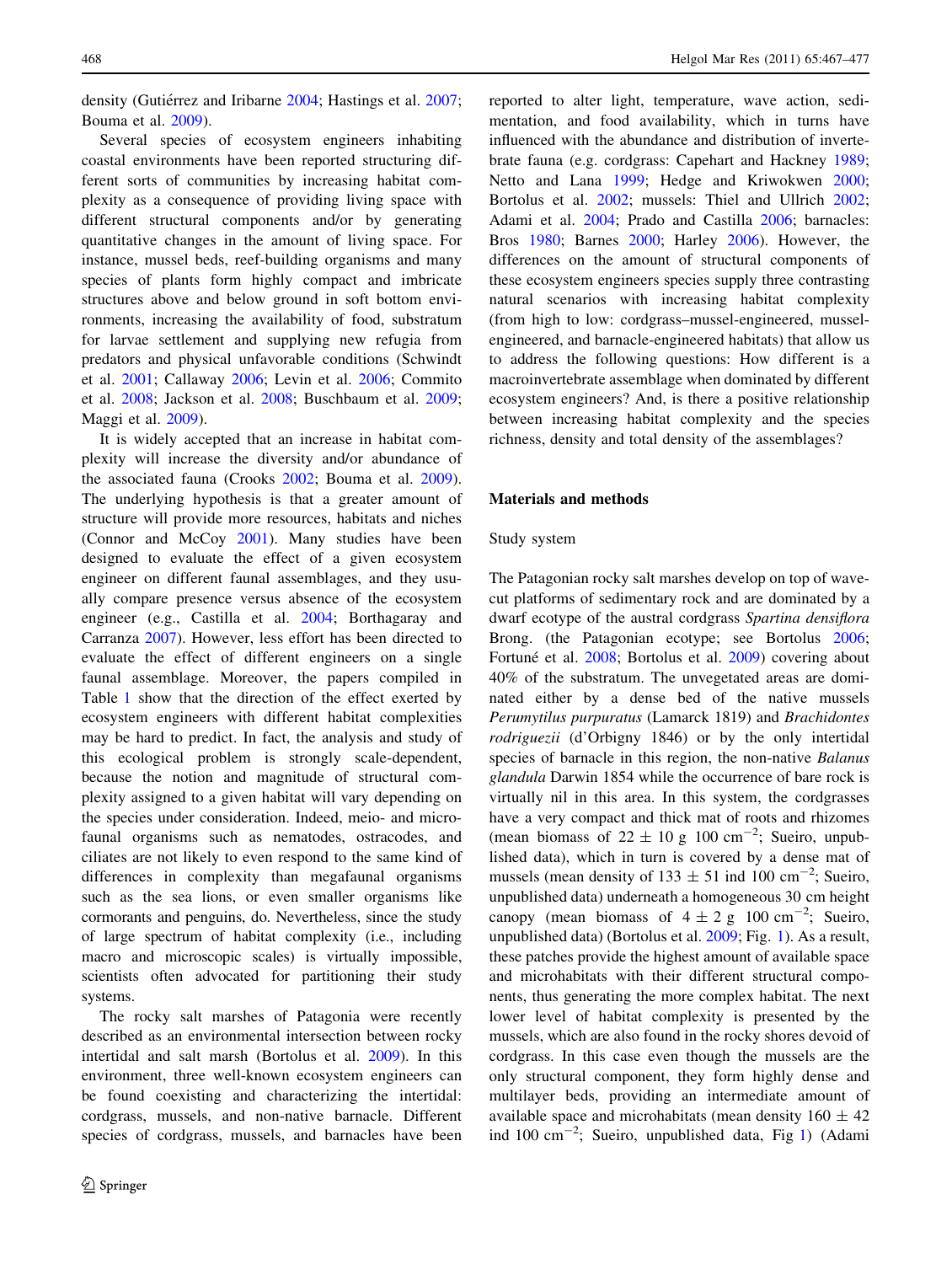density (Gutiérrez and Iribarne 2004; Hastings et al. 2007; Bouma et al. 2009).

Several species of ecosystem engineers inhabiting coastal environments have been reported structuring different sorts of communities by increasing habitat complexity as a consequence of providing living space with different structural components and/or by generating quantitative changes in the amount of living space. For instance, mussel beds, reef-building organisms and many species of plants form highly compact and imbricate structures above and below ground in soft bottom environments, increasing the availability of food, substratum for larvae settlement and supplying new refugia from predators and physical unfavorable conditions (Schwindt et al. 2001; Callaway 2006; Levin et al. 2006; Commito et al. 2008; Jackson et al. 2008; Buschbaum et al. 2009; Maggi et al. 2009).

It is widely accepted that an increase in habitat complexity will increase the diversity and/or abundance of the associated fauna (Crooks 2002; Bouma et al. 2009). The underlying hypothesis is that a greater amount of structure will provide more resources, habitats and niches (Connor and McCoy 2001). Many studies have been designed to evaluate the effect of a given ecosystem engineer on different faunal assemblages, and they usually compare presence versus absence of the ecosystem engineer (e.g., Castilla et al. 2004; Borthagaray and Carranza 2007). However, less effort has been directed to evaluate the effect of different engineers on a single faunal assemblage. Moreover, the papers compiled in Table 1 show that the direction of the effect exerted by ecosystem engineers with different habitat complexities may be hard to predict. In fact, the analysis and study of this ecological problem is strongly scale-dependent, because the notion and magnitude of structural complexity assigned to a given habitat will vary depending on the species under consideration. Indeed, meio- and microfaunal organisms such as nematodes, ostracodes, and ciliates are not likely to even respond to the same kind of differences in complexity than megafaunal organisms such as the sea lions, or even smaller organisms like cormorants and penguins, do. Nevertheless, since the study of large spectrum of habitat complexity (i.e., including macro and microscopic scales) is virtually impossible, scientists often advocated for partitioning their study systems.

The rocky salt marshes of Patagonia were recently described as an environmental intersection between rocky intertidal and salt marsh (Bortolus et al. 2009). In this environment, three well-known ecosystem engineers can be found coexisting and characterizing the intertidal: cordgrass, mussels, and non-native barnacle. Different species of cordgrass, mussels, and barnacles have been reported to alter light, temperature, wave action, sedimentation, and food availability, which in turns have influenced with the abundance and distribution of invertebrate fauna (e.g. cordgrass: Capehart and Hackney 1989; Netto and Lana 1999; Hedge and Kriwokwen 2000; Bortolus et al. 2002; mussels: Thiel and Ullrich 2002; Adami et al. 2004; Prado and Castilla 2006; barnacles: Bros 1980; Barnes 2000; Harley 2006). However, the differences on the amount of structural components of these ecosystem engineers species supply three contrasting natural scenarios with increasing habitat complexity (from high to low: cordgrass–mussel-engineered, mussel-engineered, and barnacle-engineered habitats) that allow us to address the following questions: How different is a macroinvertebrate assemblage when dominated by different ecosystem engineers? And, is there a positive relationship between increasing habitat complexity and the species richness, density and total density of the assemblages?

## Materials and methods

### Study system

The Patagonian rocky salt marshes develop on top of wave-cut platforms of sedimentary rock and are dominated by a dwarf ecotype of the austral cordgrass *Spartina densiflora* Brong. (the Patagonian ecotype; see Bortolus 2006; Fortuné et al. 2008; Bortolus et al. 2009) covering about 40% of the substratum. The unvegetated areas are dominated either by a dense bed of the native mussels *Perumytilus purpuratus* (Lamarck 1819) and *Brachidontes rodriguezii* (d'Orbigny 1846) or by the only intertidal species of barnacle in this region, the non-native *Balanus glandula* Darwin 1854 while the occurrence of bare rock is virtually nil in this area. In this system, the cordgrasses have a very compact and thick mat of roots and rhizomes (mean biomass of $22 \pm 10$ g 100 cm$^{-2}$; Sueiro, unpublished data), which in turn is covered by a dense mat of mussels (mean density of $133 \pm 51$ ind 100 cm$^{-2}$; Sueiro, unpublished data) underneath a homogeneous 30 cm height canopy (mean biomass of $4 \pm 2$ g 100 cm$^{-2}$; Sueiro, unpublished data) (Bortolus et al. 2009; Fig. 1). As a result, these patches provide the highest amount of available space and microhabitats with their different structural components, thus generating the more complex habitat. The next lower level of habitat complexity is presented by the mussels, which are also found in the rocky shores devoid of cordgrass. In this case even though the mussels are the only structural component, they form highly dense and multilayer beds, providing an intermediate amount of available space and microhabitats (mean density $160 \pm 42$ ind 100 cm$^{-2}$; Sueiro, unpublished data, Fig 1) (Adami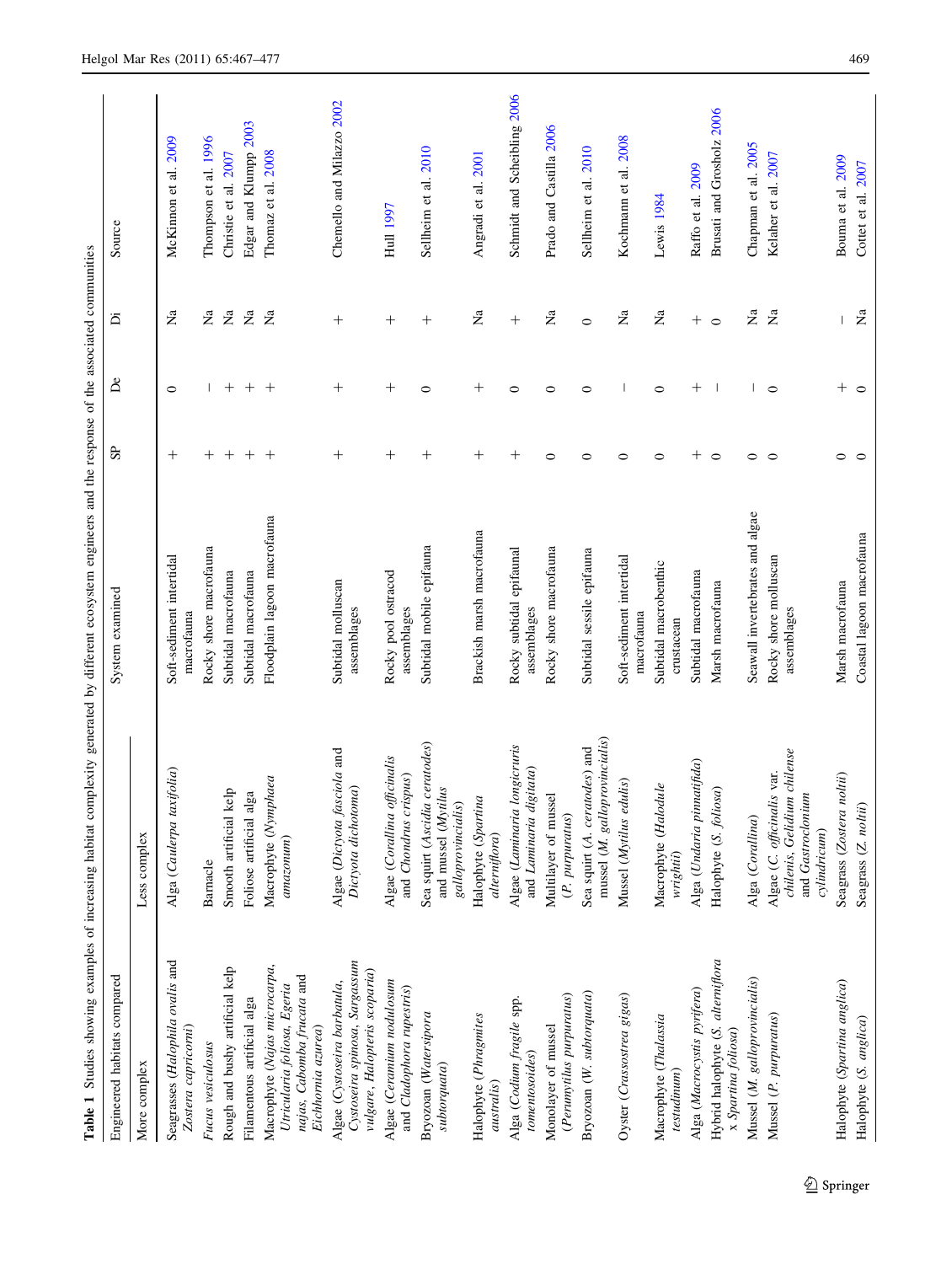Table 1 Studies showing examples of increasing habitat complexity generated by different ecosystem engineers and the response of the associated communities

| Engineered habitats compared | | System examined | SP | De | Di | Source |
|---|---|---|---|---|---|---|
| More complex | Less complex | | | | | |
| Seagrasses (*Halophila ovalis* and *Zostera capricorni*) | Alga (*Caulerpa taxifolia*) | Soft-sediment intertidal macrofauna | + | 0 | Na | McKinnon et al. 2009 |
| *Fucus vesiculosus* | Barnacle | Rocky shore macrofauna | + | – | Na | Thompson et al. 1996 |
| Rough and bushy artificial kelp | Smooth artificial kelp | Subtidal macrofauna | + | + | Na | Christie et al. 2007 |
| Filamentous artificial alga | Foliose artificial alga | Subtidal macrofauna | + | + | Na | Edgar and Klumpp 2003 |
| Macrophyte (*Najas microcarpa*, *Utricularia foliosa*, *Egeria najas*, *Cabomba frucata* and *Eichhornia azurea*) | Macrophyte (*Nymphaea amazonum*) | Floodplain lagoon macrofauna | + | + | Na | Thomaz et al. 2008 |
| Algae (*Cystoseira barbatula*, *Cystoseira spinosa*, *Sargassum vulgare*, *Halopteris scoparia*) | Algae (*Dictyota fasciola* and *Dictyota dichotoma*) | Subtidal molluscan assemblages | + | + | + | Chemello and Milazzo 2002 |
| Algae (*Ceramium nodulosum* and *Cladophora rupestris*) | Algae (*Corallina officinalis* and *Chondrus crispus*) | Rocky pool ostracod assemblages | + | + | + | Hull 1997 |
| Bryozoan (*Watersipora subtorquata*) | Sea squirt (*Ascidia ceratodes*) and mussel (*Mytilus galloprovincialis*) | Subtidal mobile epifauna | + | 0 | + | Sellheim et al. 2010 |
| Halophyte (*Phragmites australis*) | Halophyte (*Spartina alterniflora*) | Brackish marsh macrofauna | + | + | Na | Angradi et al. 2001 |
| Alga (*Codium fragile* spp. *tomentosoides*) | Algae (*Laminaria longicruris* and *Laminaria digitata*) | Rocky subtidal epifaunal assemblages | + | 0 | + | Schmidt and Scheibling 2006 |
| Monolayer of mussel (*Perumytilus purpuratus*) | Multilayer of mussel (*P. purpuratus*) | Rocky shore macrofauna | 0 | 0 | Na | Prado and Castilla 2006 |
| Bryozoan (*W. subtorquata*) | Sea squirt (*A. ceratodes*) and mussel (*M. galloprovincialis*) | Subtidal sessile epifauna | 0 | 0 | 0 | Sellheim et al. 2010 |
| Oyster (*Crassostrea gigas*) | Mussel (*Mytilus edulis*) | Soft-sediment intertidal macrofauna | 0 | – | Na | Kochmann et al. 2008 |
| Macrophyte (*Thalassia testudinum*) | Macrophyte (*Halodule wrightii*) | Subtidal macrobenthic crustacean | 0 | 0 | Na | Lewis 1984 |
| Alga (*Macrocystis pyrifera*) | Alga (*Undaria pinnatifida*) | Subtidal macrofauna | + | + | + | Raffo et al. 2009 |
| Hybrid halophyte (*S. alterniflora* x *Spartina foliosa*) | Halophyte (*S. foliosa*) | Marsh macrofauna | 0 | – | 0 | Brusati and Grosholz 2006 |
| Mussel (*M. galloprovincialis*) | Alga (*Corallina*) | Seawall invertebrates and algae | 0 | – | Na | Chapman et al. 2005 |
| Mussel (*P. purpuratus*) | Algae (*C. officinalis* var. *chilenis*, *Gelidium chilense* and *Gastroclonium cylindricum*) | Rocky shore molluscan assemblages | 0 | 0 | Na | Kelaher et al. 2007 |
| Halophyte (*Spartina anglica*) | Seagrass (*Zostera noltii*) | Marsh macrofauna | 0 | + | – | Bouma et al. 2009 |
| Halophyte (*S. anglica*) | Seagrass (*Z. noltii*) | Coastal lagoon macrofauna | 0 | 0 | Na | Cottet et al. 2007 |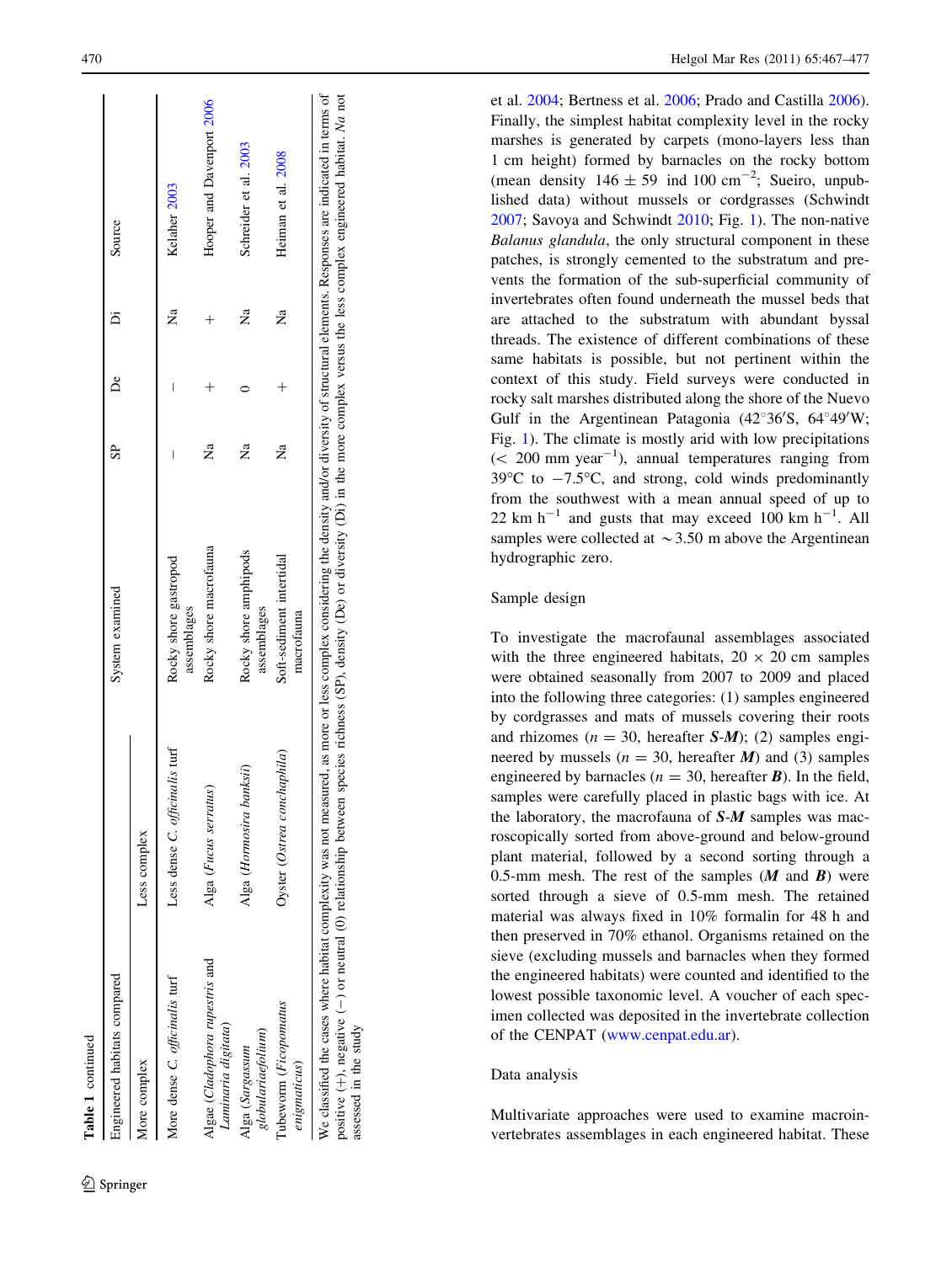**Table 1** continued

| Engineered habitats compared | | System examined | SP | De | Di | Source |
|---|---|---|---|---|---|---|
| More complex | Less complex | | | | | |
| More dense *C. officinalis* turf | Less dense *C. officinalis* turf | Rocky shore gastropod assemblages | − | − | Na | Kelaher 2003 |
| Algae (*Cladophora rupestris* and *Laminaria digitata*) | Alga (*Fucus serratus*) | Rocky shore macrofauna | Na | + | + | Hooper and Davenport 2006 |
| Alga (*Sargassum globulariaefolium*) | Alga (*Hormosira banksii*) | Rocky shore amphipods assemblages | Na | 0 | Na | Schreider et al. 2003 |
| Tubeworm (*Ficopomatus enigmaticus*) | Oyster (*Ostrea conchaphila*) | Soft-sediment intertidal macrofauna | Na | + | Na | Heiman et al. 2008 |

We classified the cases where habitat complexity was not measured, as more or less complex considering the density and/or diversity of structural elements. Responses are indicated in terms of positive (+), negative (−) or neutral (0) relationship between species richness (SP), density (De) or diversity (Di) in the more complex versus the less complex engineered habitat. *Na* not assessed in the study

et al. 2004; Bertness et al. 2006; Prado and Castilla 2006). Finally, the simplest habitat complexity level in the rocky marshes is generated by carpets (mono-layers less than 1 cm height) formed by barnacles on the rocky bottom (mean density $146 \pm 59$ ind $100\ \text{cm}^{-2}$; Sueiro, unpublished data) without mussels or cordgrasses (Schwindt 2007; Savoya and Schwindt 2010; Fig. 1). The non-native *Balanus glandula*, the only structural component in these patches, is strongly cemented to the substratum and prevents the formation of the sub-superficial community of invertebrates often found underneath the mussel beds that are attached to the substratum with abundant byssal threads. The existence of different combinations of these same habitats is possible, but not pertinent within the context of this study. Field surveys were conducted in rocky salt marshes distributed along the shore of the Nuevo Gulf in the Argentinean Patagonia (42°36′S, 64°49′W; Fig. 1). The climate is mostly arid with low precipitations ($< 200\ \text{mm year}^{-1}$), annual temperatures ranging from 39°C to −7.5°C, and strong, cold winds predominantly from the southwest with a mean annual speed of up to $22\ \text{km h}^{-1}$ and gusts that may exceed $100\ \text{km h}^{-1}$. All samples were collected at ~3.50 m above the Argentinean hydrographic zero.

## Sample design

To investigate the macrofaunal assemblages associated with the three engineered habitats, 20 × 20 cm samples were obtained seasonally from 2007 to 2009 and placed into the following three categories: (1) samples engineered by cordgrasses and mats of mussels covering their roots and rhizomes ($n = 30$, hereafter ***S-M***); (2) samples engineered by mussels ($n = 30$, hereafter ***M***) and (3) samples engineered by barnacles ($n = 30$, hereafter ***B***). In the field, samples were carefully placed in plastic bags with ice. At the laboratory, the macrofauna of ***S-M*** samples was macroscopically sorted from above-ground and below-ground plant material, followed by a second sorting through a 0.5-mm mesh. The rest of the samples (***M*** and ***B***) were sorted through a sieve of 0.5-mm mesh. The retained material was always fixed in 10% formalin for 48 h and then preserved in 70% ethanol. Organisms retained on the sieve (excluding mussels and barnacles when they formed the engineered habitats) were counted and identified to the lowest possible taxonomic level. A voucher of each specimen collected was deposited in the invertebrate collection of the CENPAT (www.cenpat.edu.ar).

## Data analysis

Multivariate approaches were used to examine macroinvertebrates assemblages in each engineered habitat. These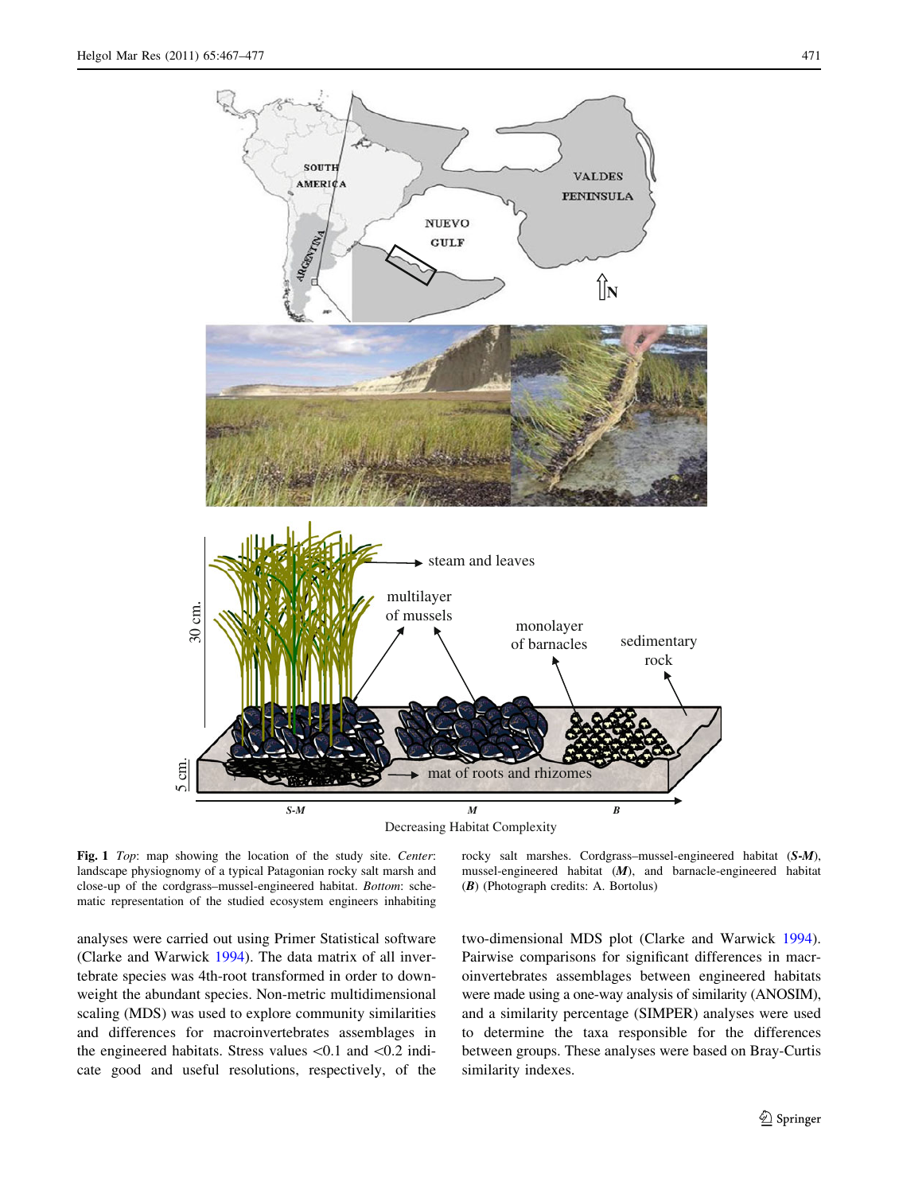**Fig. 1** *Top*: map showing the location of the study site. *Center*: landscape physiognomy of a typical Patagonian rocky salt marsh and close-up of the cordgrass–mussel-engineered habitat. *Bottom*: schematic representation of the studied ecosystem engineers inhabiting rocky salt marshes. Cordgrass–mussel-engineered habitat (***S-M***), mussel-engineered habitat (***M***), and barnacle-engineered habitat (***B***) (Photograph credits: A. Bortolus)

analyses were carried out using Primer Statistical software (Clarke and Warwick 1994). The data matrix of all invertebrate species was 4th-root transformed in order to downweight the abundant species. Non-metric multidimensional scaling (MDS) was used to explore community similarities and differences for macroinvertebrates assemblages in the engineered habitats. Stress values <0.1 and <0.2 indicate good and useful resolutions, respectively, of the two-dimensional MDS plot (Clarke and Warwick 1994). Pairwise comparisons for significant differences in macroinvertebrates assemblages between engineered habitats were made using a one-way analysis of similarity (ANOSIM), and a similarity percentage (SIMPER) analyses were used to determine the taxa responsible for the differences between groups. These analyses were based on Bray-Curtis similarity indexes.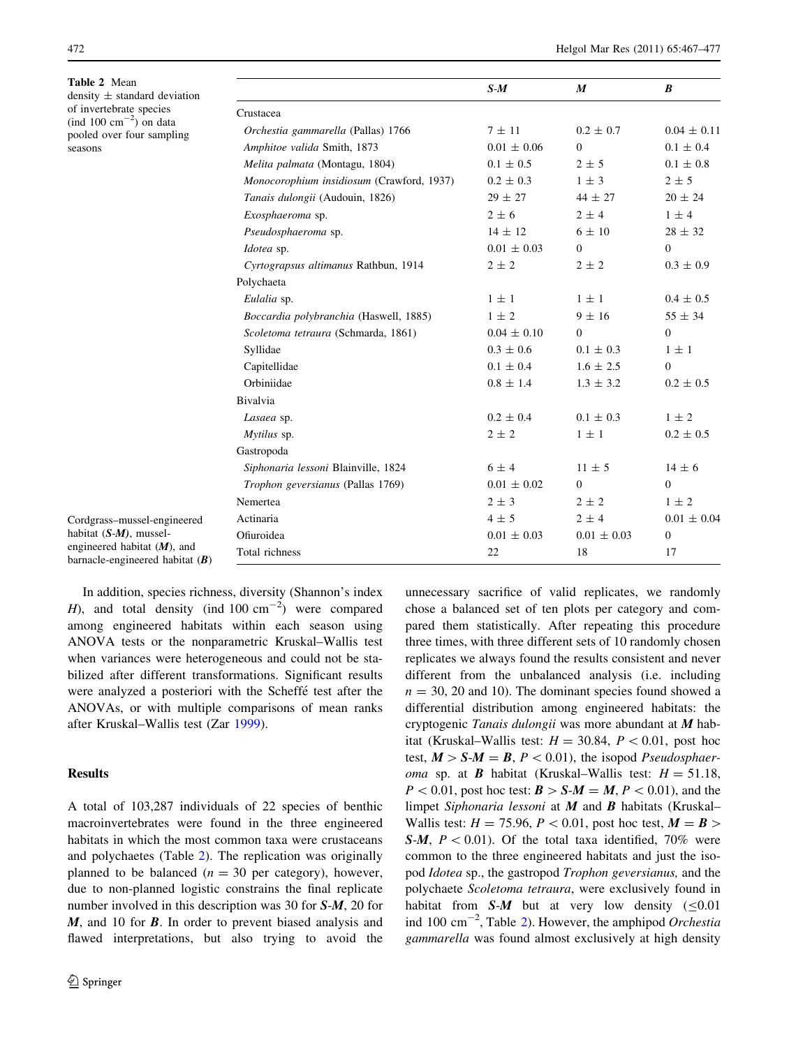**Table 2** Mean density ± standard deviation of invertebrate species (ind 100 cm$^{-2}$) on data pooled over four sampling seasons

| | ***S-M*** | ***M*** | ***B*** |
|---|---|---|---|
| Crustacea | | | |
| *Orchestia gammarella* (Pallas) 1766 | 7 ± 11 | 0.2 ± 0.7 | 0.04 ± 0.11 |
| *Amphitoe valida* Smith, 1873 | 0.01 ± 0.06 | 0 | 0.1 ± 0.4 |
| *Melita palmata* (Montagu, 1804) | 0.1 ± 0.5 | 2 ± 5 | 0.1 ± 0.8 |
| *Monocorophium insidiosum* (Crawford, 1937) | 0.2 ± 0.3 | 1 ± 3 | 2 ± 5 |
| *Tanais dulongii* (Audouin, 1826) | 29 ± 27 | 44 ± 27 | 20 ± 24 |
| *Exosphaeroma* sp. | 2 ± 6 | 2 ± 4 | 1 ± 4 |
| *Pseudosphaeroma* sp. | 14 ± 12 | 6 ± 10 | 28 ± 32 |
| *Idotea* sp. | 0.01 ± 0.03 | 0 | 0 |
| *Cyrtograpsus altimanus* Rathbun, 1914 | 2 ± 2 | 2 ± 2 | 0.3 ± 0.9 |
| Polychaeta | | | |
| *Eulalia* sp. | 1 ± 1 | 1 ± 1 | 0.4 ± 0.5 |
| *Boccardia polybranchia* (Haswell, 1885) | 1 ± 2 | 9 ± 16 | 55 ± 34 |
| *Scoletoma tetraura* (Schmarda, 1861) | 0.04 ± 0.10 | 0 | 0 |
| Syllidae | 0.3 ± 0.6 | 0.1 ± 0.3 | 1 ± 1 |
| Capitellidae | 0.1 ± 0.4 | 1.6 ± 2.5 | 0 |
| Orbiniidae | 0.8 ± 1.4 | 1.3 ± 3.2 | 0.2 ± 0.5 |
| Bivalvia | | | |
| *Lasaea* sp. | 0.2 ± 0.4 | 0.1 ± 0.3 | 1 ± 2 |
| *Mytilus* sp. | 2 ± 2 | 1 ± 1 | 0.2 ± 0.5 |
| Gastropoda | | | |
| *Siphonaria lessoni* Blainville, 1824 | 6 ± 4 | 11 ± 5 | 14 ± 6 |
| *Trophon geversianus* (Pallas 1769) | 0.01 ± 0.02 | 0 | 0 |
| Nemertea | 2 ± 3 | 2 ± 2 | 1 ± 2 |
| Actinaria | 4 ± 5 | 2 ± 4 | 0.01 ± 0.04 |
| Ofiuroidea | 0.01 ± 0.03 | 0.01 ± 0.03 | 0 |
| Total richness | 22 | 18 | 17 |

Cordgrass–mussel-engineered habitat (***S-M***), mussel-engineered habitat (***M***), and barnacle-engineered habitat (***B***)

In addition, species richness, diversity (Shannon's index *H*), and total density (ind 100 cm$^{-2}$) were compared among engineered habitats within each season using ANOVA tests or the nonparametric Kruskal–Wallis test when variances were heterogeneous and could not be stabilized after different transformations. Significant results were analyzed a posteriori with the Scheffé test after the ANOVAs, or with multiple comparisons of mean ranks after Kruskal–Wallis test (Zar 1999).

## Results

A total of 103,287 individuals of 22 species of benthic macroinvertebrates were found in the three engineered habitats in which the most common taxa were crustaceans and polychaetes (Table 2). The replication was originally planned to be balanced ($n = 30$ per category), however, due to non-planned logistic constrains the final replicate number involved in this description was 30 for ***S-M***, 20 for ***M***, and 10 for ***B***. In order to prevent biased analysis and flawed interpretations, but also trying to avoid the unnecessary sacrifice of valid replicates, we randomly chose a balanced set of ten plots per category and compared them statistically. After repeating this procedure three times, with three different sets of 10 randomly chosen replicates we always found the results consistent and never different from the unbalanced analysis (i.e. including $n = 30$, 20 and 10). The dominant species found showed a differential distribution among engineered habitats: the cryptogenic *Tanais dulongii* was more abundant at ***M*** habitat (Kruskal–Wallis test: $H = 30.84$, $P < 0.01$, post hoc test, ***M*** > ***S-M*** = ***B***, $P < 0.01$), the isopod *Pseudosphaeroma* sp. at ***B*** habitat (Kruskal–Wallis test: $H = 51.18$, $P < 0.01$, post hoc test: ***B*** > ***S-M*** = ***M***, $P < 0.01$), and the limpet *Siphonaria lessoni* at ***M*** and ***B*** habitats (Kruskal–Wallis test: $H = 75.96$, $P < 0.01$, post hoc test, ***M*** = ***B*** > ***S-M***, $P < 0.01$). Of the total taxa identified, 70% were common to the three engineered habitats and just the isopod *Idotea* sp., the gastropod *Trophon geversianus,* and the polychaete *Scoletoma tetraura*, were exclusively found in habitat from ***S-M*** but at very low density ($\leq$0.01 ind 100 cm$^{-2}$, Table 2). However, the amphipod *Orchestia gammarella* was found almost exclusively at high density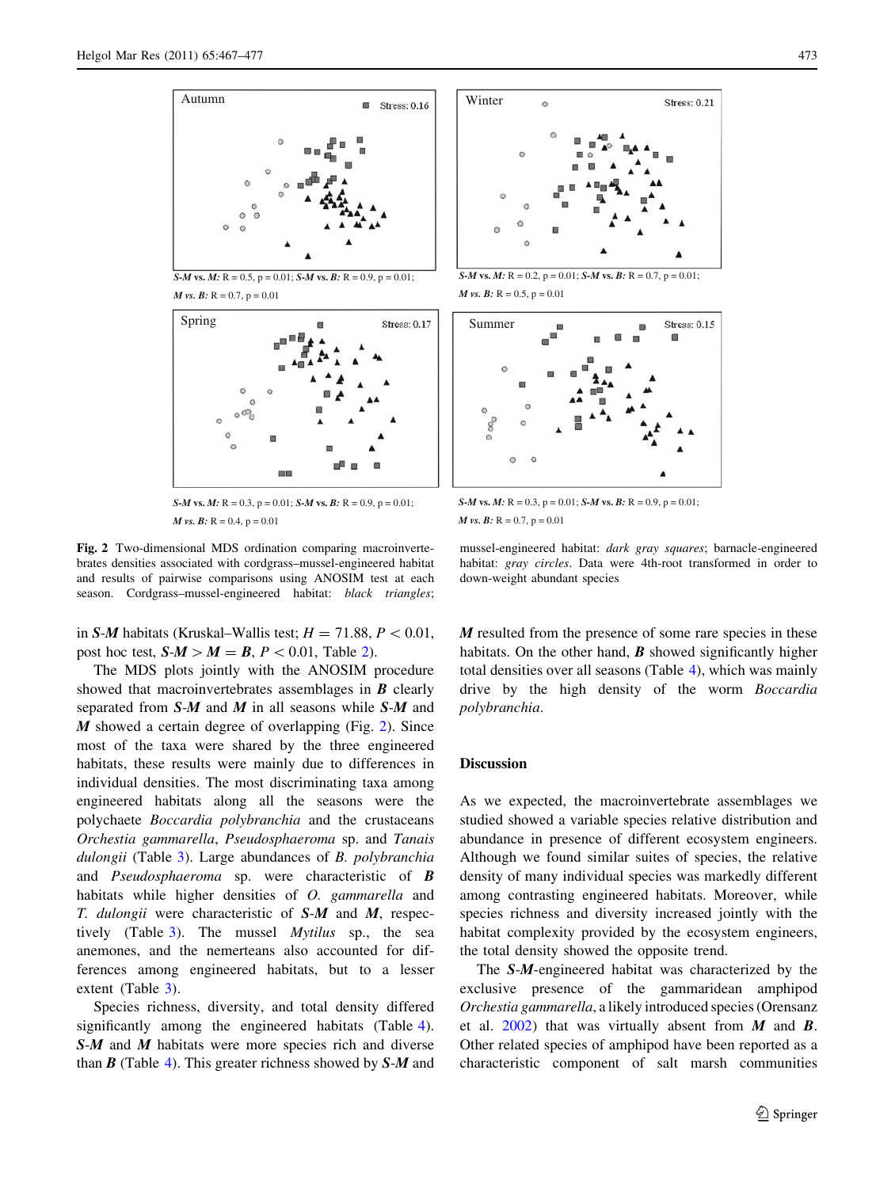Autumn

Stress: 0.16

***S-M* vs. *M*:** R = 0.5, p = 0.01; ***S-M* vs. *B*:** R = 0.9, p = 0.01; ***M* vs. *B*:** R = 0.7, p = 0.01

Winter

Stress: 0.21

***S-M* vs. *M*:** R = 0.2, p = 0.01; ***S-M* vs. *B*:** R = 0.7, p = 0.01; ***M* vs. *B*:** R = 0.5, p = 0.01

Spring

Stress: 0.17

***S-M* vs. *M*:** R = 0.3, p = 0.01; ***S-M* vs. *B*:** R = 0.9, p = 0.01; ***M* vs. *B*:** R = 0.4, p = 0.01

Summer

Stress: 0.15

***S-M* vs. *M*:** R = 0.3, p = 0.01; ***S-M* vs. *B*:** R = 0.9, p = 0.01; ***M* vs. *B*:** R = 0.7, p = 0.01

**Fig. 2** Two-dimensional MDS ordination comparing macroinvertebrates densities associated with cordgrass–mussel-engineered habitat and results of pairwise comparisons using ANOSIM test at each season. Cordgrass–mussel-engineered habitat: *black triangles*; mussel-engineered habitat: *dark gray squares*; barnacle-engineered habitat: *gray circles*. Data were 4th-root transformed in order to down-weight abundant species

in ***S-M*** habitats (Kruskal–Wallis test; $H = 71.88$, $P < 0.01$, post hoc test, ***S-M*** > ***M*** = ***B***, $P < 0.01$, Table 2).

The MDS plots jointly with the ANOSIM procedure showed that macroinvertebrates assemblages in ***B*** clearly separated from ***S-M*** and ***M*** in all seasons while ***S-M*** and ***M*** showed a certain degree of overlapping (Fig. 2). Since most of the taxa were shared by the three engineered habitats, these results were mainly due to differences in individual densities. The most discriminating taxa among engineered habitats along all the seasons were the polychaete *Boccardia polybranchia* and the crustaceans *Orchestia gammarella*, *Pseudosphaeroma* sp. and *Tanais dulongii* (Table 3). Large abundances of *B. polybranchia* and *Pseudosphaeroma* sp. were characteristic of ***B*** habitats while higher densities of *O. gammarella* and *T. dulongii* were characteristic of ***S-M*** and ***M***, respectively (Table 3). The mussel *Mytilus* sp., the sea anemones, and the nemerteans also accounted for differences among engineered habitats, but to a lesser extent (Table 3).

Species richness, diversity, and total density differed significantly among the engineered habitats (Table 4). ***S-M*** and ***M*** habitats were more species rich and diverse than ***B*** (Table 4). This greater richness showed by ***S-M*** and ***M*** resulted from the presence of some rare species in these habitats. On the other hand, ***B*** showed significantly higher total densities over all seasons (Table 4), which was mainly drive by the high density of the worm *Boccardia polybranchia*.

## Discussion

As we expected, the macroinvertebrate assemblages we studied showed a variable species relative distribution and abundance in presence of different ecosystem engineers. Although we found similar suites of species, the relative density of many individual species was markedly different among contrasting engineered habitats. Moreover, while species richness and diversity increased jointly with the habitat complexity provided by the ecosystem engineers, the total density showed the opposite trend.

The ***S-M***-engineered habitat was characterized by the exclusive presence of the gammaridean amphipod *Orchestia gammarella*, a likely introduced species (Orensanz et al. 2002) that was virtually absent from ***M*** and ***B***. Other related species of amphipod have been reported as a characteristic component of salt marsh communities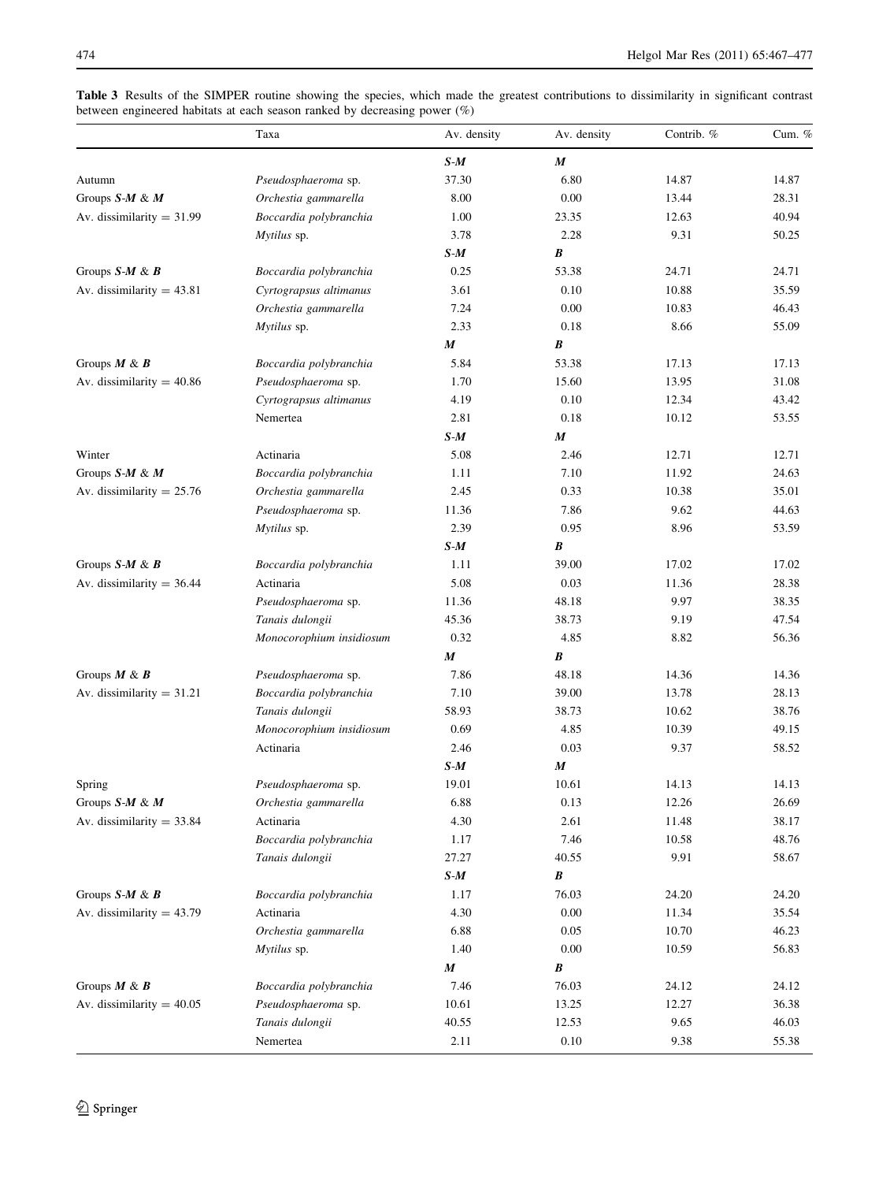**Table 3** Results of the SIMPER routine showing the species, which made the greatest contributions to dissimilarity in significant contrast between engineered habitats at each season ranked by decreasing power (%)

| | Taxa | Av. density | Av. density | Contrib. % | Cum. % |
|---|---|---|---|---|---|
| | | ***S-M*** | ***M*** | | |
| Autumn | *Pseudosphaeroma* sp. | 37.30 | 6.80 | 14.87 | 14.87 |
| Groups ***S-M*** & ***M*** | *Orchestia gammarella* | 8.00 | 0.00 | 13.44 | 28.31 |
| Av. dissimilarity = 31.99 | *Boccardia polybranchia* | 1.00 | 23.35 | 12.63 | 40.94 |
| | *Mytilus* sp. | 3.78 | 2.28 | 9.31 | 50.25 |
| | | ***S-M*** | ***B*** | | |
| Groups ***S-M*** & ***B*** | *Boccardia polybranchia* | 0.25 | 53.38 | 24.71 | 24.71 |
| Av. dissimilarity = 43.81 | *Cyrtograpsus altimanus* | 3.61 | 0.10 | 10.88 | 35.59 |
| | *Orchestia gammarella* | 7.24 | 0.00 | 10.83 | 46.43 |
| | *Mytilus* sp. | 2.33 | 0.18 | 8.66 | 55.09 |
| | | ***M*** | ***B*** | | |
| Groups ***M*** & ***B*** | *Boccardia polybranchia* | 5.84 | 53.38 | 17.13 | 17.13 |
| Av. dissimilarity = 40.86 | *Pseudosphaeroma* sp. | 1.70 | 15.60 | 13.95 | 31.08 |
| | *Cyrtograpsus altimanus* | 4.19 | 0.10 | 12.34 | 43.42 |
| | Nemertea | 2.81 | 0.18 | 10.12 | 53.55 |
| | | ***S-M*** | ***M*** | | |
| Winter | Actinaria | 5.08 | 2.46 | 12.71 | 12.71 |
| Groups ***S-M*** & ***M*** | *Boccardia polybranchia* | 1.11 | 7.10 | 11.92 | 24.63 |
| Av. dissimilarity = 25.76 | *Orchestia gammarella* | 2.45 | 0.33 | 10.38 | 35.01 |
| | *Pseudosphaeroma* sp. | 11.36 | 7.86 | 9.62 | 44.63 |
| | *Mytilus* sp. | 2.39 | 0.95 | 8.96 | 53.59 |
| | | ***S-M*** | ***B*** | | |
| Groups ***S-M*** & ***B*** | *Boccardia polybranchia* | 1.11 | 39.00 | 17.02 | 17.02 |
| Av. dissimilarity = 36.44 | Actinaria | 5.08 | 0.03 | 11.36 | 28.38 |
| | *Pseudosphaeroma* sp. | 11.36 | 48.18 | 9.97 | 38.35 |
| | *Tanais dulongii* | 45.36 | 38.73 | 9.19 | 47.54 |
| | *Monocorophium insidiosum* | 0.32 | 4.85 | 8.82 | 56.36 |
| | | ***M*** | ***B*** | | |
| Groups ***M*** & ***B*** | *Pseudosphaeroma* sp. | 7.86 | 48.18 | 14.36 | 14.36 |
| Av. dissimilarity = 31.21 | *Boccardia polybranchia* | 7.10 | 39.00 | 13.78 | 28.13 |
| | *Tanais dulongii* | 58.93 | 38.73 | 10.62 | 38.76 |
| | *Monocorophium insidiosum* | 0.69 | 4.85 | 10.39 | 49.15 |
| | Actinaria | 2.46 | 0.03 | 9.37 | 58.52 |
| | | ***S-M*** | ***M*** | | |
| Spring | *Pseudosphaeroma* sp. | 19.01 | 10.61 | 14.13 | 14.13 |
| Groups ***S-M*** & ***M*** | *Orchestia gammarella* | 6.88 | 0.13 | 12.26 | 26.69 |
| Av. dissimilarity = 33.84 | Actinaria | 4.30 | 2.61 | 11.48 | 38.17 |
| | *Boccardia polybranchia* | 1.17 | 7.46 | 10.58 | 48.76 |
| | *Tanais dulongii* | 27.27 | 40.55 | 9.91 | 58.67 |
| | | ***S-M*** | ***B*** | | |
| Groups ***S-M*** & ***B*** | *Boccardia polybranchia* | 1.17 | 76.03 | 24.20 | 24.20 |
| Av. dissimilarity = 43.79 | Actinaria | 4.30 | 0.00 | 11.34 | 35.54 |
| | *Orchestia gammarella* | 6.88 | 0.05 | 10.70 | 46.23 |
| | *Mytilus* sp. | 1.40 | 0.00 | 10.59 | 56.83 |
| | | ***M*** | ***B*** | | |
| Groups ***M*** & ***B*** | *Boccardia polybranchia* | 7.46 | 76.03 | 24.12 | 24.12 |
| Av. dissimilarity = 40.05 | *Pseudosphaeroma* sp. | 10.61 | 13.25 | 12.27 | 36.38 |
| | *Tanais dulongii* | 40.55 | 12.53 | 9.65 | 46.03 |
| | Nemertea | 2.11 | 0.10 | 9.38 | 55.38 |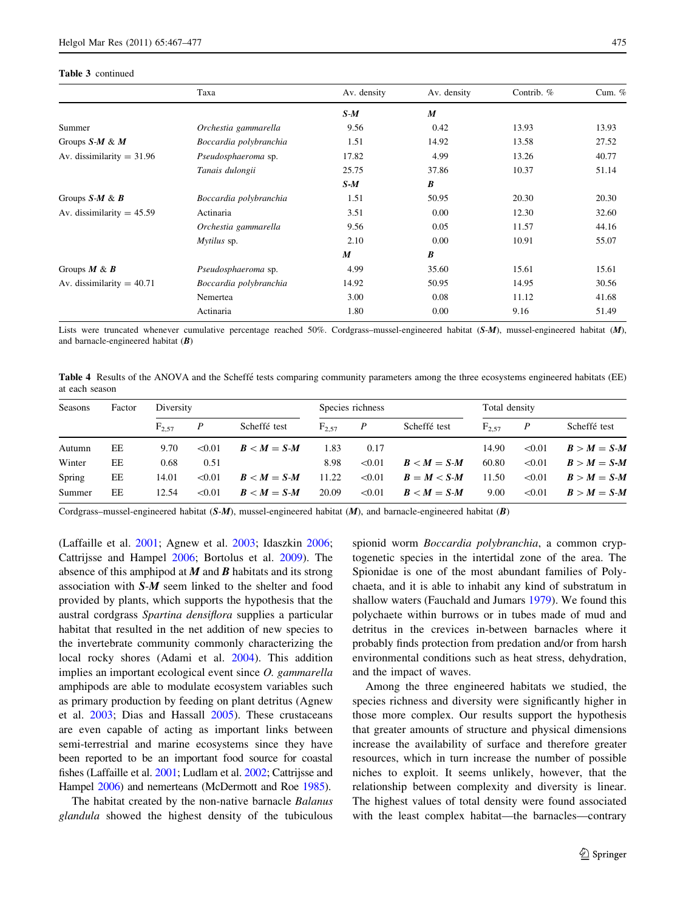**Table 3** continued

| | Taxa | Av. density | Av. density | Contrib. % | Cum. % |
|---|---|---|---|---|---|
| | | ***S-M*** | ***M*** | | |
| Summer | *Orchestia gammarella* | 9.56 | 0.42 | 13.93 | 13.93 |
| Groups ***S-M*** & ***M*** | *Boccardia polybranchia* | 1.51 | 14.92 | 13.58 | 27.52 |
| Av. dissimilarity = 31.96 | *Pseudosphaeroma* sp. | 17.82 | 4.99 | 13.26 | 40.77 |
| | *Tanais dulongii* | 25.75 | 37.86 | 10.37 | 51.14 |
| | | ***S-M*** | ***B*** | | |
| Groups ***S-M*** & ***B*** | *Boccardia polybranchia* | 1.51 | 50.95 | 20.30 | 20.30 |
| Av. dissimilarity = 45.59 | Actinaria | 3.51 | 0.00 | 12.30 | 32.60 |
| | *Orchestia gammarella* | 9.56 | 0.05 | 11.57 | 44.16 |
| | *Mytilus* sp. | 2.10 | 0.00 | 10.91 | 55.07 |
| | | ***M*** | ***B*** | | |
| Groups ***M*** & ***B*** | *Pseudosphaeroma* sp. | 4.99 | 35.60 | 15.61 | 15.61 |
| Av. dissimilarity = 40.71 | *Boccardia polybranchia* | 14.92 | 50.95 | 14.95 | 30.56 |
| | Nemertea | 3.00 | 0.08 | 11.12 | 41.68 |
| | Actinaria | 1.80 | 0.00 | 9.16 | 51.49 |

Lists were truncated whenever cumulative percentage reached 50%. Cordgrass–mussel-engineered habitat (***S-M***), mussel-engineered habitat (***M***), and barnacle-engineered habitat (***B***)

**Table 4** Results of the ANOVA and the Scheffé tests comparing community parameters among the three ecosystems engineered habitats (EE) at each season

| Seasons | Factor | Diversity | | | Species richness | | | Total density | | |
|---|---|---|---|---|---|---|---|---|---|---|
| | | $F_{2,57}$ | *P* | Scheffé test | $F_{2,57}$ | *P* | Scheffé test | $F_{2,57}$ | *P* | Scheffé test |
| Autumn | EE | 9.70 | <0.01 | ***B*** < ***M*** = ***S-M*** | 1.83 | 0.17 | | 14.90 | <0.01 | ***B*** > ***M*** = ***S-M*** |
| Winter | EE | 0.68 | 0.51 | | 8.98 | <0.01 | ***B*** < ***M*** = ***S-M*** | 60.80 | <0.01 | ***B*** > ***M*** = ***S-M*** |
| Spring | EE | 14.01 | <0.01 | ***B*** < ***M*** = ***S-M*** | 11.22 | <0.01 | ***B*** = ***M*** < ***S-M*** | 11.50 | <0.01 | ***B*** > ***M*** = ***S-M*** |
| Summer | EE | 12.54 | <0.01 | ***B*** < ***M*** = ***S-M*** | 20.09 | <0.01 | ***B*** < ***M*** = ***S-M*** | 9.00 | <0.01 | ***B*** > ***M*** = ***S-M*** |

Cordgrass–mussel-engineered habitat (***S-M***), mussel-engineered habitat (***M***), and barnacle-engineered habitat (***B***)

(Laffaille et al. 2001; Agnew et al. 2003; Idaszkin 2006; Cattrijsse and Hampel 2006; Bortolus et al. 2009). The absence of this amphipod at ***M*** and ***B*** habitats and its strong association with ***S-M*** seem linked to the shelter and food provided by plants, which supports the hypothesis that the austral cordgrass *Spartina densiflora* supplies a particular habitat that resulted in the net addition of new species to the invertebrate community commonly characterizing the local rocky shores (Adami et al. 2004). This addition implies an important ecological event since *O. gammarella* amphipods are able to modulate ecosystem variables such as primary production by feeding on plant detritus (Agnew et al. 2003; Dias and Hassall 2005). These crustaceans are even capable of acting as important links between semi-terrestrial and marine ecosystems since they have been reported to be an important food source for coastal fishes (Laffaille et al. 2001; Ludlam et al. 2002; Cattrijsse and Hampel 2006) and nemerteans (McDermott and Roe 1985).

The habitat created by the non-native barnacle *Balanus glandula* showed the highest density of the tubiculous spionid worm *Boccardia polybranchia*, a common cryptogenetic species in the intertidal zone of the area. The Spionidae is one of the most abundant families of Polychaeta, and it is able to inhabit any kind of substratum in shallow waters (Fauchald and Jumars 1979). We found this polychaete within burrows or in tubes made of mud and detritus in the crevices in-between barnacles where it probably finds protection from predation and/or from harsh environmental conditions such as heat stress, dehydration, and the impact of waves.

Among the three engineered habitats we studied, the species richness and diversity were significantly higher in those more complex. Our results support the hypothesis that greater amounts of structure and physical dimensions increase the availability of surface and therefore greater resources, which in turn increase the number of possible niches to exploit. It seems unlikely, however, that the relationship between complexity and diversity is linear. The highest values of total density were found associated with the least complex habitat—the barnacles—contrary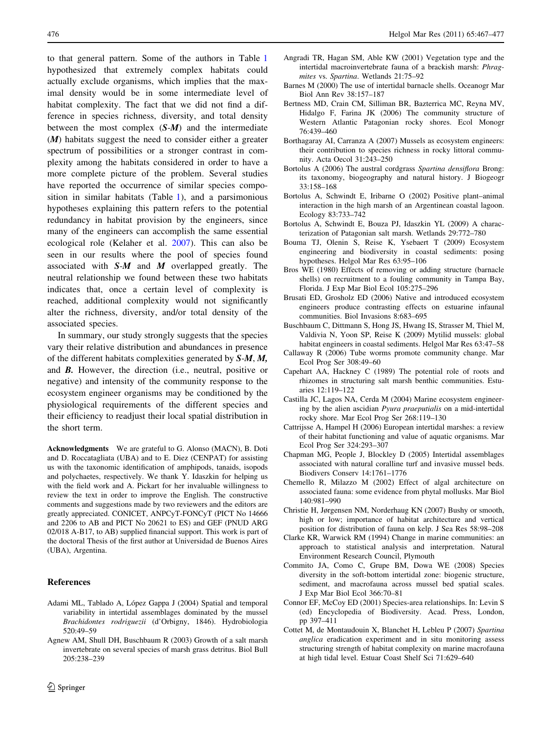to that general pattern. Some of the authors in Table 1 hypothesized that extremely complex habitats could actually exclude organisms, which implies that the maximal density would be in some intermediate level of habitat complexity. The fact that we did not find a difference in species richness, diversity, and total density between the most complex (***S-M***) and the intermediate (***M***) habitats suggest the need to consider either a greater spectrum of possibilities or a stronger contrast in complexity among the habitats considered in order to have a more complete picture of the problem. Several studies have reported the occurrence of similar species composition in similar habitats (Table 1), and a parsimonious hypotheses explaining this pattern refers to the potential redundancy in habitat provision by the engineers, since many of the engineers can accomplish the same essential ecological role (Kelaher et al. 2007). This can also be seen in our results where the pool of species found associated with ***S-M*** and ***M*** overlapped greatly. The neutral relationship we found between these two habitats indicates that, once a certain level of complexity is reached, additional complexity would not significantly alter the richness, diversity, and/or total density of the associated species.

In summary, our study strongly suggests that the species vary their relative distribution and abundances in presence of the different habitats complexities generated by ***S-M***, ***M,*** and ***B***. However, the direction (i.e., neutral, positive or negative) and intensity of the community response to the ecosystem engineer organisms may be conditioned by the physiological requirements of the different species and their efficiency to readjust their local spatial distribution in the short term.

**Acknowledgments** We are grateful to G. Alonso (MACN), B. Doti and D. Roccatagliata (UBA) and to E. Diez (CENPAT) for assisting us with the taxonomic identification of amphipods, tanaids, isopods and polychaetes, respectively. We thank Y. Idaszkin for helping us with the field work and A. Pickart for her invaluable willingness to review the text in order to improve the English. The constructive comments and suggestions made by two reviewers and the editors are greatly appreciated. CONICET, ANPCyT-FONCyT (PICT No 14666 and 2206 to AB and PICT No 20621 to ES) and GEF (PNUD ARG 02/018 A-B17, to AB) supplied financial support. This work is part of the doctoral Thesis of the first author at Universidad de Buenos Aires (UBA), Argentina.

## References

Adami ML, Tablado A, López Gappa J (2004) Spatial and temporal variability in intertidal assemblages dominated by the mussel *Brachidontes rodriguezii* (d'Orbigny, 1846). Hydrobiologia 520:49–59

Agnew AM, Shull DH, Buschbaum R (2003) Growth of a salt marsh invertebrate on several species of marsh grass detritus. Biol Bull 205:238–239

Angradi TR, Hagan SM, Able KW (2001) Vegetation type and the intertidal macroinvertebrate fauna of a brackish marsh: *Phragmites* vs. *Spartina*. Wetlands 21:75–92

Barnes M (2000) The use of intertidal barnacle shells. Oceanogr Mar Biol Ann Rev 38:157–187

Bertness MD, Crain CM, Silliman BR, Bazterrica MC, Reyna MV, Hidalgo F, Farina JK (2006) The community structure of Western Atlantic Patagonian rocky shores. Ecol Monogr 76:439–460

Borthagaray AI, Carranza A (2007) Mussels as ecosystem engineers: their contribution to species richness in rocky littoral community. Acta Oecol 31:243–250

Bortolus A (2006) The austral cordgrass *Spartina densiflora* Brong: its taxonomy, biogeography and natural history. J Biogeogr 33:158–168

Bortolus A, Schwindt E, Iribarne O (2002) Positive plant–animal interaction in the high marsh of an Argentinean coastal lagoon. Ecology 83:733–742

Bortolus A, Schwindt E, Bouza PJ, Idaszkin YL (2009) A characterization of Patagonian salt marsh. Wetlands 29:772–780

Bouma TJ, Olenin S, Reise K, Ysebaert T (2009) Ecosystem engineering and biodiversity in coastal sediments: posing hypotheses. Helgol Mar Res 63:95–106

Bros WE (1980) Effects of removing or adding structure (barnacle shells) on recruitment to a fouling community in Tampa Bay, Florida. J Exp Mar Biol Ecol 105:275–296

Brusati ED, Grosholz ED (2006) Native and introduced ecosystem engineers produce contrasting effects on estuarine infaunal communities. Biol Invasions 8:683–695

Buschbaum C, Dittmann S, Hong JS, Hwang IS, Strasser M, Thiel M, Valdivia N, Yoon SP, Reise K (2009) Mytilid mussels: global habitat engineers in coastal sediments. Helgol Mar Res 63:47–58

Callaway R (2006) Tube worms promote community change. Mar Ecol Prog Ser 308:49–60

Capehart AA, Hackney C (1989) The potential role of roots and rhizomes in structuring salt marsh benthic communities. Estuaries 12:119–122

Castilla JC, Lagos NA, Cerda M (2004) Marine ecosystem engineering by the alien ascidian *Pyura praeputialis* on a mid-intertidal rocky shore. Mar Ecol Prog Ser 268:119–130

Cattrijsse A, Hampel H (2006) European intertidal marshes: a review of their habitat functioning and value of aquatic organisms. Mar Ecol Prog Ser 324:293–307

Chapman MG, People J, Blockley D (2005) Intertidal assemblages associated with natural coralline turf and invasive mussel beds. Biodivers Conserv 14:1761–1776

Chemello R, Milazzo M (2002) Effect of algal architecture on associated fauna: some evidence from phytal mollusks. Mar Biol 140:981–990

Christie H, Jørgensen NM, Norderhaug KN (2007) Bushy or smooth, high or low; importance of habitat architecture and vertical position for distribution of fauna on kelp. J Sea Res 58:98–208

Clarke KR, Warwick RM (1994) Change in marine communities: an approach to statistical analysis and interpretation. Natural Environment Research Council, Plymouth

Commito JA, Como C, Grupe BM, Dowa WE (2008) Species diversity in the soft-bottom intertidal zone: biogenic structure, sediment, and macrofauna across mussel bed spatial scales. J Exp Mar Biol Ecol 366:70–81

Connor EF, McCoy ED (2001) Species-area relationships. In: Levin S (ed) Encyclopedia of Biodiversity. Acad. Press, London, pp 397–411

Cottet M, de Montaudouin X, Blanchet H, Lebleu P (2007) *Spartina anglica* eradication experiment and in situ monitoring assess structuring strength of habitat complexity on marine macrofauna at high tidal level. Estuar Coast Shelf Sci 71:629–640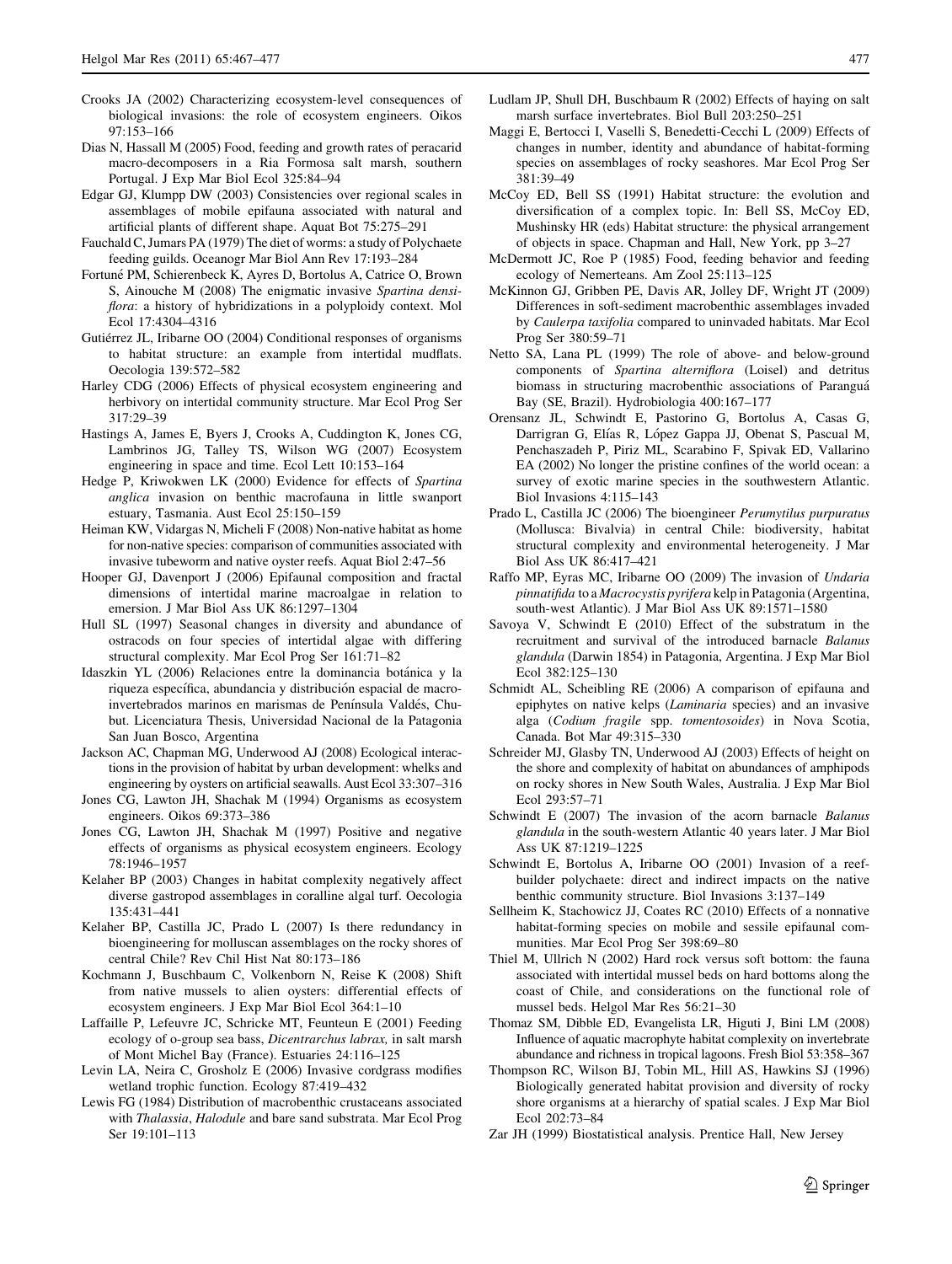Crooks JA (2002) Characterizing ecosystem-level consequences of biological invasions: the role of ecosystem engineers. Oikos 97:153–166

Dias N, Hassall M (2005) Food, feeding and growth rates of peracarid macro-decomposers in a Ria Formosa salt marsh, southern Portugal. J Exp Mar Biol Ecol 325:84–94

Edgar GJ, Klumpp DW (2003) Consistencies over regional scales in assemblages of mobile epifauna associated with natural and artificial plants of different shape. Aquat Bot 75:275–291

Fauchald C, Jumars PA (1979) The diet of worms: a study of Polychaete feeding guilds. Oceanogr Mar Biol Ann Rev 17:193–284

Fortuné PM, Schierenbeck K, Ayres D, Bortolus A, Catrice O, Brown S, Ainouche M (2008) The enigmatic invasive *Spartina densiflora*: a history of hybridizations in a polyploidy context. Mol Ecol 17:4304–4316

Gutiérrez JL, Iribarne OO (2004) Conditional responses of organisms to habitat structure: an example from intertidal mudflats. Oecologia 139:572–582

Harley CDG (2006) Effects of physical ecosystem engineering and herbivory on intertidal community structure. Mar Ecol Prog Ser 317:29–39

Hastings A, James E, Byers J, Crooks A, Cuddington K, Jones CG, Lambrinos JG, Talley TS, Wilson WG (2007) Ecosystem engineering in space and time. Ecol Lett 10:153–164

Hedge P, Kriwokwen LK (2000) Evidence for effects of *Spartina anglica* invasion on benthic macrofauna in little swanport estuary, Tasmania. Aust Ecol 25:150–159

Heiman KW, Vidargas N, Micheli F (2008) Non-native habitat as home for non-native species: comparison of communities associated with invasive tubeworm and native oyster reefs. Aquat Biol 2:47–56

Hooper GJ, Davenport J (2006) Epifaunal composition and fractal dimensions of intertidal marine macroalgae in relation to emersion. J Mar Biol Ass UK 86:1297–1304

Hull SL (1997) Seasonal changes in diversity and abundance of ostracods on four species of intertidal algae with differing structural complexity. Mar Ecol Prog Ser 161:71–82

Idaszkin YL (2006) Relaciones entre la dominancia botánica y la riqueza específica, abundancia y distribución espacial de macroinvertebrados marinos en marismas de Península Valdés, Chubut. Licenciatura Thesis, Universidad Nacional de la Patagonia San Juan Bosco, Argentina

Jackson AC, Chapman MG, Underwood AJ (2008) Ecological interactions in the provision of habitat by urban development: whelks and engineering by oysters on artificial seawalls. Aust Ecol 33:307–316

Jones CG, Lawton JH, Shachak M (1994) Organisms as ecosystem engineers. Oikos 69:373–386

Jones CG, Lawton JH, Shachak M (1997) Positive and negative effects of organisms as physical ecosystem engineers. Ecology 78:1946–1957

Kelaher BP (2003) Changes in habitat complexity negatively affect diverse gastropod assemblages in coralline algal turf. Oecologia 135:431–441

Kelaher BP, Castilla JC, Prado L (2007) Is there redundancy in bioengineering for molluscan assemblages on the rocky shores of central Chile? Rev Chil Hist Nat 80:173–186

Kochmann J, Buschbaum C, Volkenborn N, Reise K (2008) Shift from native mussels to alien oysters: differential effects of ecosystem engineers. J Exp Mar Biol Ecol 364:1–10

Laffaille P, Lefeuvre JC, Schricke MT, Feunteun E (2001) Feeding ecology of o-group sea bass, *Dicentrarchus labrax,* in salt marsh of Mont Michel Bay (France). Estuaries 24:116–125

Levin LA, Neira C, Grosholz E (2006) Invasive cordgrass modifies wetland trophic function. Ecology 87:419–432

Lewis FG (1984) Distribution of macrobenthic crustaceans associated with *Thalassia*, *Halodule* and bare sand substrata. Mar Ecol Prog Ser 19:101–113

Ludlam JP, Shull DH, Buschbaum R (2002) Effects of haying on salt marsh surface invertebrates. Biol Bull 203:250–251

Maggi E, Bertocci I, Vaselli S, Benedetti-Cecchi L (2009) Effects of changes in number, identity and abundance of habitat-forming species on assemblages of rocky seashores. Mar Ecol Prog Ser 381:39–49

McCoy ED, Bell SS (1991) Habitat structure: the evolution and diversification of a complex topic. In: Bell SS, McCoy ED, Mushinsky HR (eds) Habitat structure: the physical arrangement of objects in space. Chapman and Hall, New York, pp 3–27

McDermott JC, Roe P (1985) Food, feeding behavior and feeding ecology of Nemerteans. Am Zool 25:113–125

McKinnon GJ, Gribben PE, Davis AR, Jolley DF, Wright JT (2009) Differences in soft-sediment macrobenthic assemblages invaded by *Caulerpa taxifolia* compared to uninvaded habitats. Mar Ecol Prog Ser 380:59–71

Netto SA, Lana PL (1999) The role of above- and below-ground components of *Spartina alterniflora* (Loisel) and detritus biomass in structuring macrobenthic associations of Paranguá Bay (SE, Brazil). Hydrobiologia 400:167–177

Orensanz JL, Schwindt E, Pastorino G, Bortolus A, Casas G, Darrigran G, Elías R, López Gappa JJ, Obenat S, Pascual M, Penchaszadeh P, Piriz ML, Scarabino F, Spivak ED, Vallarino EA (2002) No longer the pristine confines of the world ocean: a survey of exotic marine species in the southwestern Atlantic. Biol Invasions 4:115–143

Prado L, Castilla JC (2006) The bioengineer *Perumytilus purpuratus* (Mollusca: Bivalvia) in central Chile: biodiversity, habitat structural complexity and environmental heterogeneity. J Mar Biol Ass UK 86:417–421

Raffo MP, Eyras MC, Iribarne OO (2009) The invasion of *Undaria pinnatifida* to a *Macrocystis pyrifera* kelp in Patagonia (Argentina, south-west Atlantic). J Mar Biol Ass UK 89:1571–1580

Savoya V, Schwindt E (2010) Effect of the substratum in the recruitment and survival of the introduced barnacle *Balanus glandula* (Darwin 1854) in Patagonia, Argentina. J Exp Mar Biol Ecol 382:125–130

Schmidt AL, Scheibling RE (2006) A comparison of epifauna and epiphytes on native kelps (*Laminaria* species) and an invasive alga (*Codium fragile* spp. *tomentosoides*) in Nova Scotia, Canada. Bot Mar 49:315–330

Schreider MJ, Glasby TN, Underwood AJ (2003) Effects of height on the shore and complexity of habitat on abundances of amphipods on rocky shores in New South Wales, Australia. J Exp Mar Biol Ecol 293:57–71

Schwindt E (2007) The invasion of the acorn barnacle *Balanus glandula* in the south-western Atlantic 40 years later. J Mar Biol Ass UK 87:1219–1225

Schwindt E, Bortolus A, Iribarne OO (2001) Invasion of a reef-builder polychaete: direct and indirect impacts on the native benthic community structure. Biol Invasions 3:137–149

Sellheim K, Stachowicz JJ, Coates RC (2010) Effects of a nonnative habitat-forming species on mobile and sessile epifaunal communities. Mar Ecol Prog Ser 398:69–80

Thiel M, Ullrich N (2002) Hard rock versus soft bottom: the fauna associated with intertidal mussel beds on hard bottoms along the coast of Chile, and considerations on the functional role of mussel beds. Helgol Mar Res 56:21–30

Thomaz SM, Dibble ED, Evangelista LR, Higuti J, Bini LM (2008) Influence of aquatic macrophyte habitat complexity on invertebrate abundance and richness in tropical lagoons. Fresh Biol 53:358–367

Thompson RC, Wilson BJ, Tobin ML, Hill AS, Hawkins SJ (1996) Biologically generated habitat provision and diversity of rocky shore organisms at a hierarchy of spatial scales. J Exp Mar Biol Ecol 202:73–84

Zar JH (1999) Biostatistical analysis. Prentice Hall, New Jersey